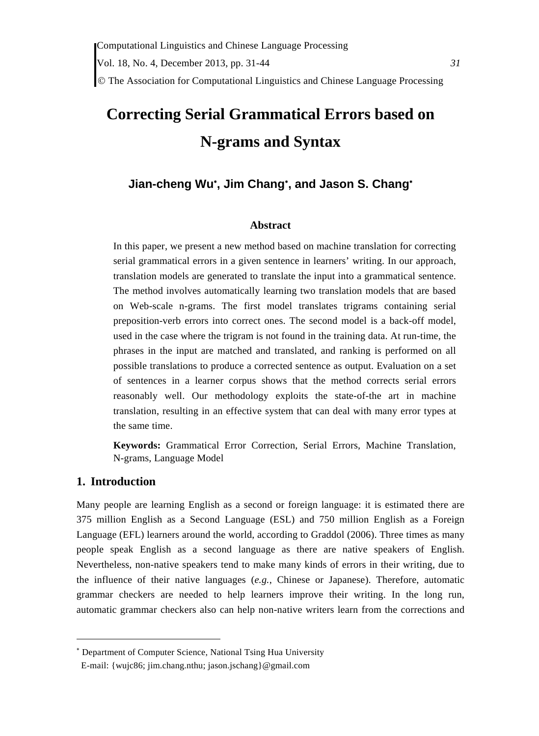# Correcting Serial Grammatical Errors based on N-grams and Syntax

**Jian-cheng Wu[*], Jim Chang[*], and Jason S. Chang[*]**

### Abstract

In this paper, we present a new method based on machine translation for correcting serial grammatical errors in a given sentence in learners' writing. In our approach, translation models are generated to translate the input into a grammatical sentence. The method involves automatically learning two translation models that are based on Web-scale n-grams. The first model translates trigrams containing serial preposition-verb errors into correct ones. The second model is a back-off model, used in the case where the trigram is not found in the training data. At run-time, the phrases in the input are matched and translated, and ranking is performed on all possible translations to produce a corrected sentence as output. Evaluation on a set of sentences in a learner corpus shows that the method corrects serial errors reasonably well. Our methodology exploits the state-of-the art in machine translation, resulting in an effective system that can deal with many error types at the same time.

**Keywords:** Grammatical Error Correction, Serial Errors, Machine Translation, N-grams, Language Model

## 1. Introduction

Many people are learning English as a second or foreign language: it is estimated there are 375 million English as a Second Language (ESL) and 750 million English as a Foreign Language (EFL) learners around the world, according to Graddol (2006). Three times as many people speak English as a second language as there are native speakers of English. Nevertheless, non-native speakers tend to make many kinds of errors in their writing, due to the influence of their native languages (*e.g.*, Chinese or Japanese). Therefore, automatic grammar checkers are needed to help learners improve their writing. In the long run, automatic grammar checkers also can help non-native writers learn from the corrections and

---

[*] Department of Computer Science, National Tsing Hua University
E-mail: {wujc86; jim.chang.nthu; jason.jschang}@gmail.com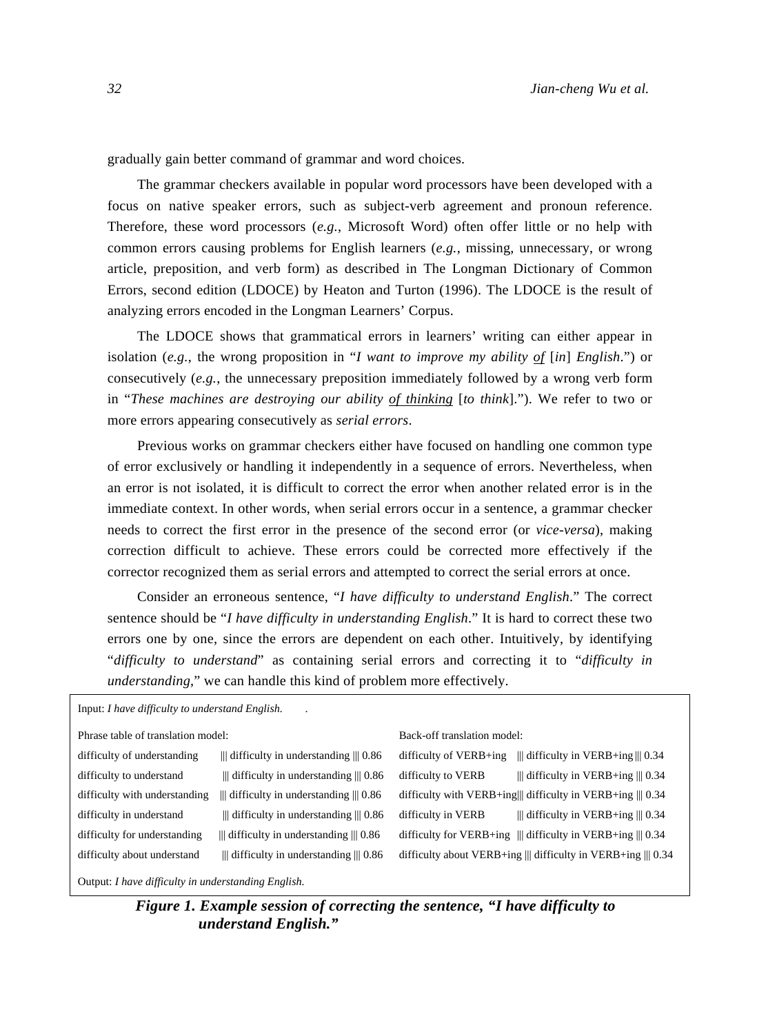gradually gain better command of grammar and word choices.

The grammar checkers available in popular word processors have been developed with a focus on native speaker errors, such as subject-verb agreement and pronoun reference. Therefore, these word processors (*e.g.*, Microsoft Word) often offer little or no help with common errors causing problems for English learners (*e.g.*, missing, unnecessary, or wrong article, preposition, and verb form) as described in The Longman Dictionary of Common Errors, second edition (LDOCE) by Heaton and Turton (1996). The LDOCE is the result of analyzing errors encoded in the Longman Learners' Corpus.

The LDOCE shows that grammatical errors in learners' writing can either appear in isolation (*e.g.*, the wrong proposition in "*I want to improve my ability <u>of</u> [in] English*.") or consecutively (*e.g.*, the unnecessary preposition immediately followed by a wrong verb form in "*These machines are destroying our ability <u>of thinking</u> [to think]*."). We refer to two or more errors appearing consecutively as *serial errors*.

Previous works on grammar checkers either have focused on handling one common type of error exclusively or handling it independently in a sequence of errors. Nevertheless, when an error is not isolated, it is difficult to correct the error when another related error is in the immediate context. In other words, when serial errors occur in a sentence, a grammar checker needs to correct the first error in the presence of the second error (or *vice-versa*), making correction difficult to achieve. These errors could be corrected more effectively if the corrector recognized them as serial errors and attempted to correct the serial errors at once.

Consider an erroneous sentence, "*I have difficulty to understand English*." The correct sentence should be "*I have difficulty in understanding English*." It is hard to correct these two errors one by one, since the errors are dependent on each other. Intuitively, by identifying "*difficulty to understand*" as containing serial errors and correcting it to "*difficulty in understanding*," we can handle this kind of problem more effectively.

Input: *I have difficulty to understand English.*

| Phrase table of translation model: | Back-off translation model: |
|---|---|
| difficulty of understanding \|\|\| difficulty in understanding \|\|\| 0.86 | difficulty of VERB+ing \|\|\| difficulty in VERB+ing \|\|\| 0.34 |
| difficulty to understand \|\|\| difficulty in understanding \|\|\| 0.86 | difficulty to VERB \|\|\| difficulty in VERB+ing \|\|\| 0.34 |
| difficulty with understanding \|\|\| difficulty in understanding \|\|\| 0.86 | difficulty with VERB+ing\|\|\| difficulty in VERB+ing \|\|\| 0.34 |
| difficulty in understand \|\|\| difficulty in understanding \|\|\| 0.86 | difficulty in VERB \|\|\| difficulty in VERB+ing \|\|\| 0.34 |
| difficulty for understanding \|\|\| difficulty in understanding \|\|\| 0.86 | difficulty for VERB+ing \|\|\| difficulty in VERB+ing \|\|\| 0.34 |
| difficulty about understand \|\|\| difficulty in understanding \|\|\| 0.86 | difficulty about VERB+ing \|\|\| difficulty in VERB+ing \|\|\| 0.34 |

Output: *I have difficulty in understanding English.*

***Figure 1. Example session of correcting the sentence, "I have difficulty to understand English."***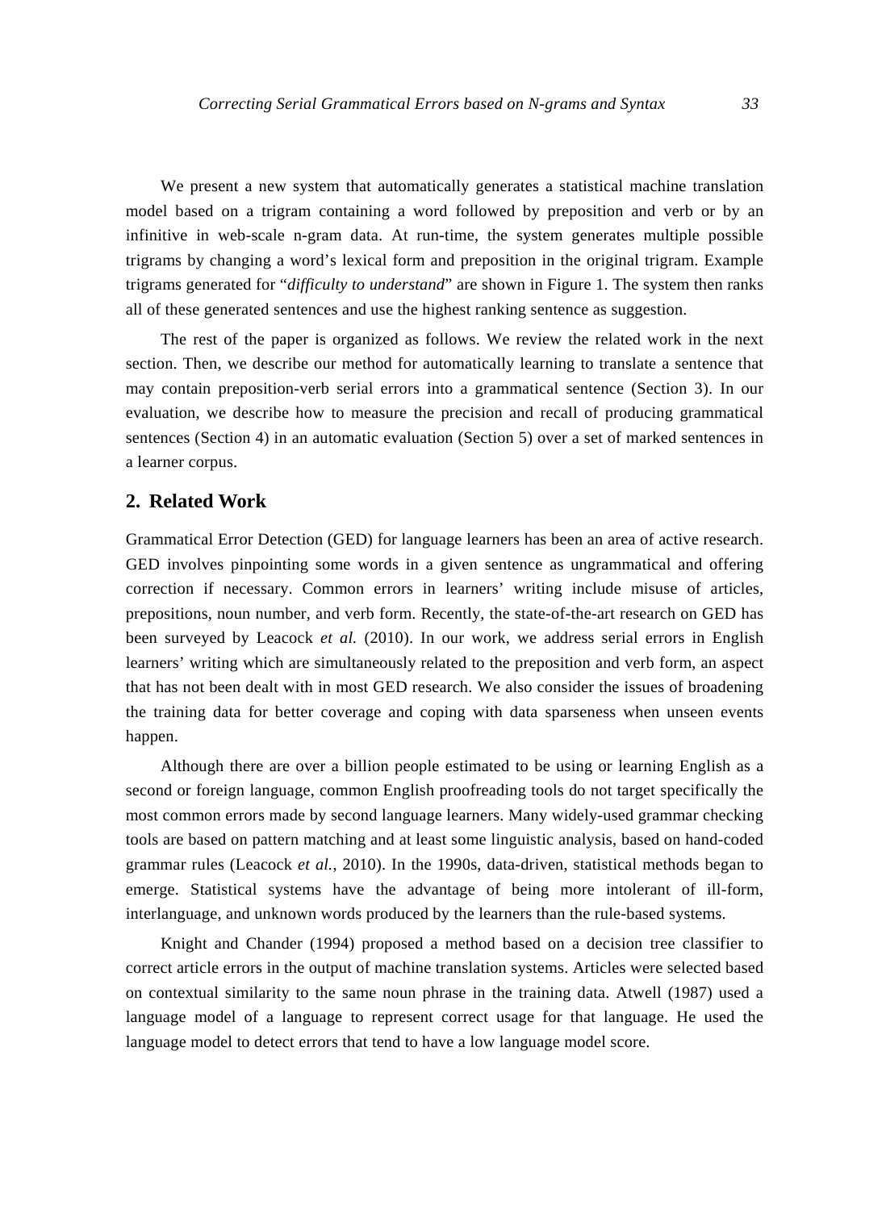We present a new system that automatically generates a statistical machine translation model based on a trigram containing a word followed by preposition and verb or by an infinitive in web-scale n-gram data. At run-time, the system generates multiple possible trigrams by changing a word's lexical form and preposition in the original trigram. Example trigrams generated for "*difficulty to understand*" are shown in Figure 1. The system then ranks all of these generated sentences and use the highest ranking sentence as suggestion.

The rest of the paper is organized as follows. We review the related work in the next section. Then, we describe our method for automatically learning to translate a sentence that may contain preposition-verb serial errors into a grammatical sentence (Section 3). In our evaluation, we describe how to measure the precision and recall of producing grammatical sentences (Section 4) in an automatic evaluation (Section 5) over a set of marked sentences in a learner corpus.

## 2. Related Work

Grammatical Error Detection (GED) for language learners has been an area of active research. GED involves pinpointing some words in a given sentence as ungrammatical and offering correction if necessary. Common errors in learners' writing include misuse of articles, prepositions, noun number, and verb form. Recently, the state-of-the-art research on GED has been surveyed by Leacock *et al.* (2010). In our work, we address serial errors in English learners' writing which are simultaneously related to the preposition and verb form, an aspect that has not been dealt with in most GED research. We also consider the issues of broadening the training data for better coverage and coping with data sparseness when unseen events happen.

Although there are over a billion people estimated to be using or learning English as a second or foreign language, common English proofreading tools do not target specifically the most common errors made by second language learners. Many widely-used grammar checking tools are based on pattern matching and at least some linguistic analysis, based on hand-coded grammar rules (Leacock *et al.*, 2010). In the 1990s, data-driven, statistical methods began to emerge. Statistical systems have the advantage of being more intolerant of ill-form, interlanguage, and unknown words produced by the learners than the rule-based systems.

Knight and Chander (1994) proposed a method based on a decision tree classifier to correct article errors in the output of machine translation systems. Articles were selected based on contextual similarity to the same noun phrase in the training data. Atwell (1987) used a language model of a language to represent correct usage for that language. He used the language model to detect errors that tend to have a low language model score.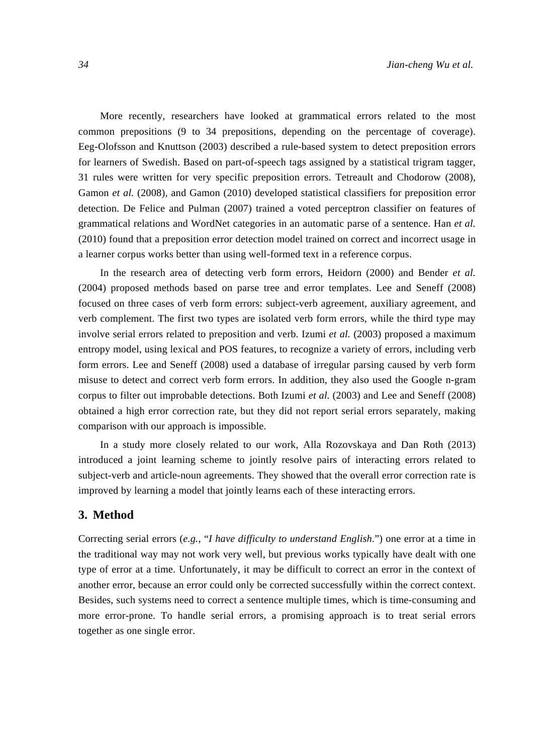More recently, researchers have looked at grammatical errors related to the most common prepositions (9 to 34 prepositions, depending on the percentage of coverage). Eeg-Olofsson and Knuttson (2003) described a rule-based system to detect preposition errors for learners of Swedish. Based on part-of-speech tags assigned by a statistical trigram tagger, 31 rules were written for very specific preposition errors. Tetreault and Chodorow (2008), Gamon *et al.* (2008), and Gamon (2010) developed statistical classifiers for preposition error detection. De Felice and Pulman (2007) trained a voted perceptron classifier on features of grammatical relations and WordNet categories in an automatic parse of a sentence. Han *et al.* (2010) found that a preposition error detection model trained on correct and incorrect usage in a learner corpus works better than using well-formed text in a reference corpus.

In the research area of detecting verb form errors, Heidorn (2000) and Bender *et al.* (2004) proposed methods based on parse tree and error templates. Lee and Seneff (2008) focused on three cases of verb form errors: subject-verb agreement, auxiliary agreement, and verb complement. The first two types are isolated verb form errors, while the third type may involve serial errors related to preposition and verb. Izumi *et al.* (2003) proposed a maximum entropy model, using lexical and POS features, to recognize a variety of errors, including verb form errors. Lee and Seneff (2008) used a database of irregular parsing caused by verb form misuse to detect and correct verb form errors. In addition, they also used the Google n-gram corpus to filter out improbable detections. Both Izumi *et al.* (2003) and Lee and Seneff (2008) obtained a high error correction rate, but they did not report serial errors separately, making comparison with our approach is impossible.

In a study more closely related to our work, Alla Rozovskaya and Dan Roth (2013) introduced a joint learning scheme to jointly resolve pairs of interacting errors related to subject-verb and article-noun agreements. They showed that the overall error correction rate is improved by learning a model that jointly learns each of these interacting errors.

## 3. Method

Correcting serial errors (*e.g.*, "*I have difficulty to understand English*.") one error at a time in the traditional way may not work very well, but previous works typically have dealt with one type of error at a time. Unfortunately, it may be difficult to correct an error in the context of another error, because an error could only be corrected successfully within the correct context. Besides, such systems need to correct a sentence multiple times, which is time-consuming and more error-prone. To handle serial errors, a promising approach is to treat serial errors together as one single error.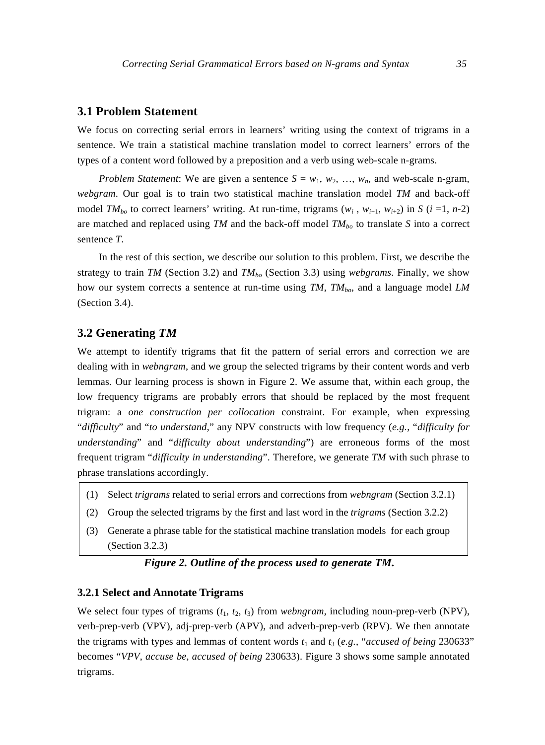## 3.1 Problem Statement

We focus on correcting serial errors in learners' writing using the context of trigrams in a sentence. We train a statistical machine translation model to correct learners' errors of the types of a content word followed by a preposition and a verb using web-scale n-grams.

*Problem Statement*: We are given a sentence $S = w_1, w_2, \ldots, w_n$, and web-scale n-gram, *webgram*. Our goal is to train two statistical machine translation model *TM* and back-off model $TM_{bo}$ to correct learners' writing. At run-time, trigrams ($w_i$ , $w_{i+1}$, $w_{i+2}$) in $S$ ($i$ =1, $n$-2) are matched and replaced using *TM* and the back-off model $TM_{bo}$ to translate $S$ into a correct sentence $T$.

In the rest of this section, we describe our solution to this problem. First, we describe the strategy to train *TM* (Section 3.2) and $TM_{bo}$ (Section 3.3) using *webgrams*. Finally, we show how our system corrects a sentence at run-time using *TM*, $TM_{bo}$, and a language model *LM* (Section 3.4).

## 3.2 Generating *TM*

We attempt to identify trigrams that fit the pattern of serial errors and correction we are dealing with in *webngram*, and we group the selected trigrams by their content words and verb lemmas. Our learning process is shown in Figure 2. We assume that, within each group, the low frequency trigrams are probably errors that should be replaced by the most frequent trigram: a *one construction per collocation* constraint. For example, when expressing "*difficulty*" and "*to understand*," any NPV constructs with low frequency (*e.g.*, "*difficulty for understanding*" and "*difficulty about understanding*") are erroneous forms of the most frequent trigram "*difficulty in understanding*". Therefore, we generate *TM* with such phrase to phrase translations accordingly.

(1) Select *trigrams* related to serial errors and corrections from *webngram* (Section 3.2.1)

(2) Group the selected trigrams by the first and last word in the *trigrams* (Section 3.2.2)

(3) Generate a phrase table for the statistical machine translation models for each group (Section 3.2.3)

***Figure 2. Outline of the process used to generate TM.***

### 3.2.1 Select and Annotate Trigrams

We select four types of trigrams ($t_1$, $t_2$, $t_3$) from *webngram*, including noun-prep-verb (NPV), verb-prep-verb (VPV), adj-prep-verb (APV), and adverb-prep-verb (RPV). We then annotate the trigrams with types and lemmas of content words $t_1$ and $t_3$ (*e.g.*, "*accused of being* 230633" becomes "*VPV*, *accuse be*, *accused of being* 230633). Figure 3 shows some sample annotated trigrams.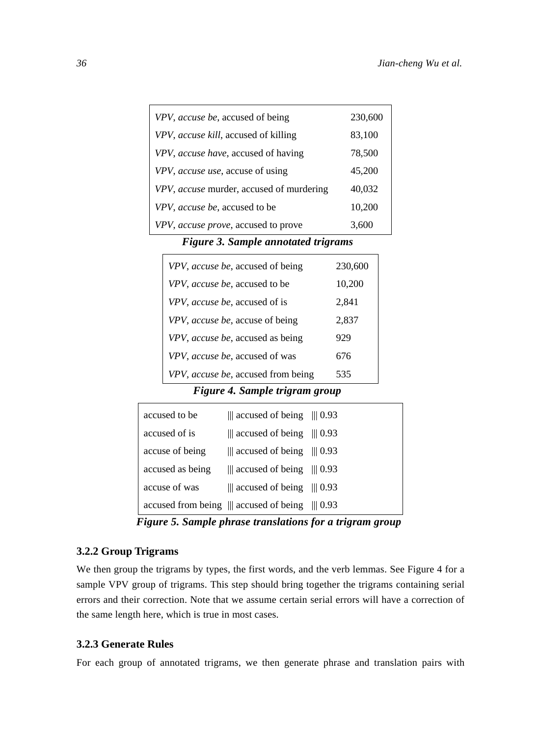| | |
|---|---|
| *VPV*, *accuse be*, accused of being | 230,600 |
| *VPV*, *accuse kill*, accused of killing | 83,100 |
| *VPV*, *accuse have*, accused of having | 78,500 |
| *VPV*, *accuse use*, accuse of using | 45,200 |
| *VPV*, *accuse* murder, accused of murdering | 40,032 |
| *VPV*, *accuse be*, accused to be | 10,200 |
| *VPV*, *accuse prove*, accused to prove | 3,600 |

***Figure 3. Sample annotated trigrams***

| | |
|---|---|
| *VPV*, *accuse be*, accused of being | 230,600 |
| *VPV*, *accuse be*, accused to be | 10,200 |
| *VPV*, *accuse be*, accused of is | 2,841 |
| *VPV*, *accuse be*, accuse of being | 2,837 |
| *VPV*, *accuse be*, accused as being | 929 |
| *VPV*, *accuse be*, accused of was | 676 |
| *VPV*, *accuse be*, accused from being | 535 |

***Figure 4. Sample trigram group***

```
accused to be      ||| accused of being  ||| 0.93
accused of is      ||| accused of being  ||| 0.93
accuse of being    ||| accused of being  ||| 0.93
accused as being   ||| accused of being  ||| 0.93
accuse of was      ||| accused of being  ||| 0.93
accused from being ||| accused of being  ||| 0.93
```

***Figure 5. Sample phrase translations for a trigram group***

### 3.2.2 Group Trigrams

We then group the trigrams by types, the first words, and the verb lemmas. See Figure 4 for a sample VPV group of trigrams. This step should bring together the trigrams containing serial errors and their correction. Note that we assume certain serial errors will have a correction of the same length here, which is true in most cases.

### 3.2.3 Generate Rules

For each group of annotated trigrams, we then generate phrase and translation pairs with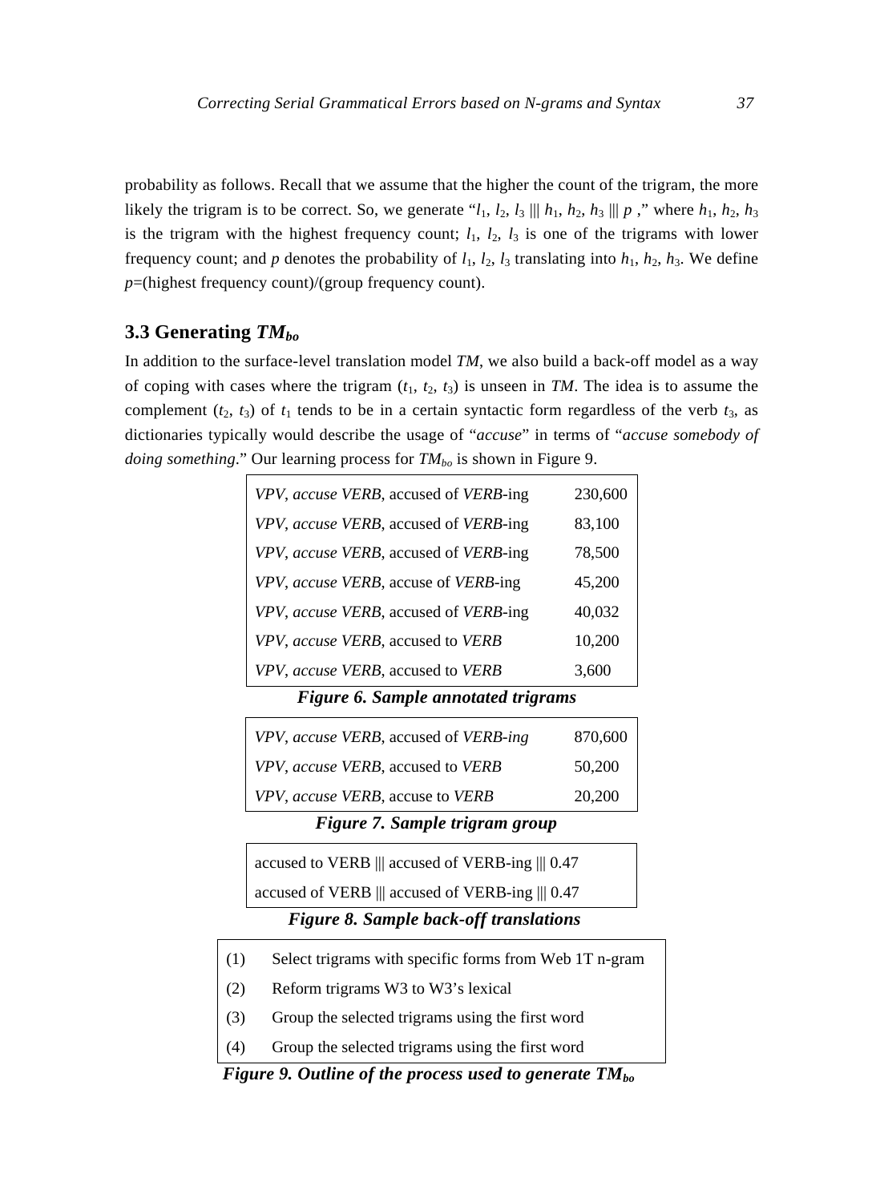probability as follows. Recall that we assume that the higher the count of the trigram, the more likely the trigram is to be correct. So, we generate "$l_1$, $l_2$, $l_3$ ||| $h_1$, $h_2$, $h_3$ ||| $p$ ," where $h_1$, $h_2$, $h_3$ is the trigram with the highest frequency count; $l_1$, $l_2$, $l_3$ is one of the trigrams with lower frequency count; and $p$ denotes the probability of $l_1$, $l_2$, $l_3$ translating into $h_1$, $h_2$, $h_3$. We define $p$=(highest frequency count)/(group frequency count).

## 3.3 Generating $TM_{bo}$

In addition to the surface-level translation model *TM*, we also build a back-off model as a way of coping with cases where the trigram ($t_1$, $t_2$, $t_3$) is unseen in *TM*. The idea is to assume the complement ($t_2$, $t_3$) of $t_1$ tends to be in a certain syntactic form regardless of the verb $t_3$, as dictionaries typically would describe the usage of "*accuse*" in terms of "*accuse somebody of doing something*." Our learning process for $TM_{bo}$ is shown in Figure 9.

| | |
|---|---|
| *VPV*, *accuse VERB*, accused of *VERB*-ing | 230,600 |
| *VPV*, *accuse VERB*, accused of *VERB*-ing | 83,100 |
| *VPV*, *accuse VERB*, accused of *VERB*-ing | 78,500 |
| *VPV*, *accuse VERB*, accuse of *VERB*-ing | 45,200 |
| *VPV*, *accuse VERB*, accused of *VERB*-ing | 40,032 |
| *VPV*, *accuse VERB*, accused to *VERB* | 10,200 |
| *VPV*, *accuse VERB*, accused to *VERB* | 3,600 |

***Figure 6. Sample annotated trigrams***

| | |
|---|---|
| *VPV*, *accuse VERB*, accused of *VERB-ing* | 870,600 |
| *VPV*, *accuse VERB*, accused to *VERB* | 50,200 |
| *VPV*, *accuse VERB*, accuse to *VERB* | 20,200 |

***Figure 7. Sample trigram group***

accused to VERB ||| accused of VERB-ing ||| 0.47
accused of VERB ||| accused of VERB-ing ||| 0.47

***Figure 8. Sample back-off translations***

(1) Select trigrams with specific forms from Web 1T n-gram
(2) Reform trigrams W3 to W3's lexical
(3) Group the selected trigrams using the first word
(4) Group the selected trigrams using the first word

***Figure 9. Outline of the process used to generate $TM_{bo}$***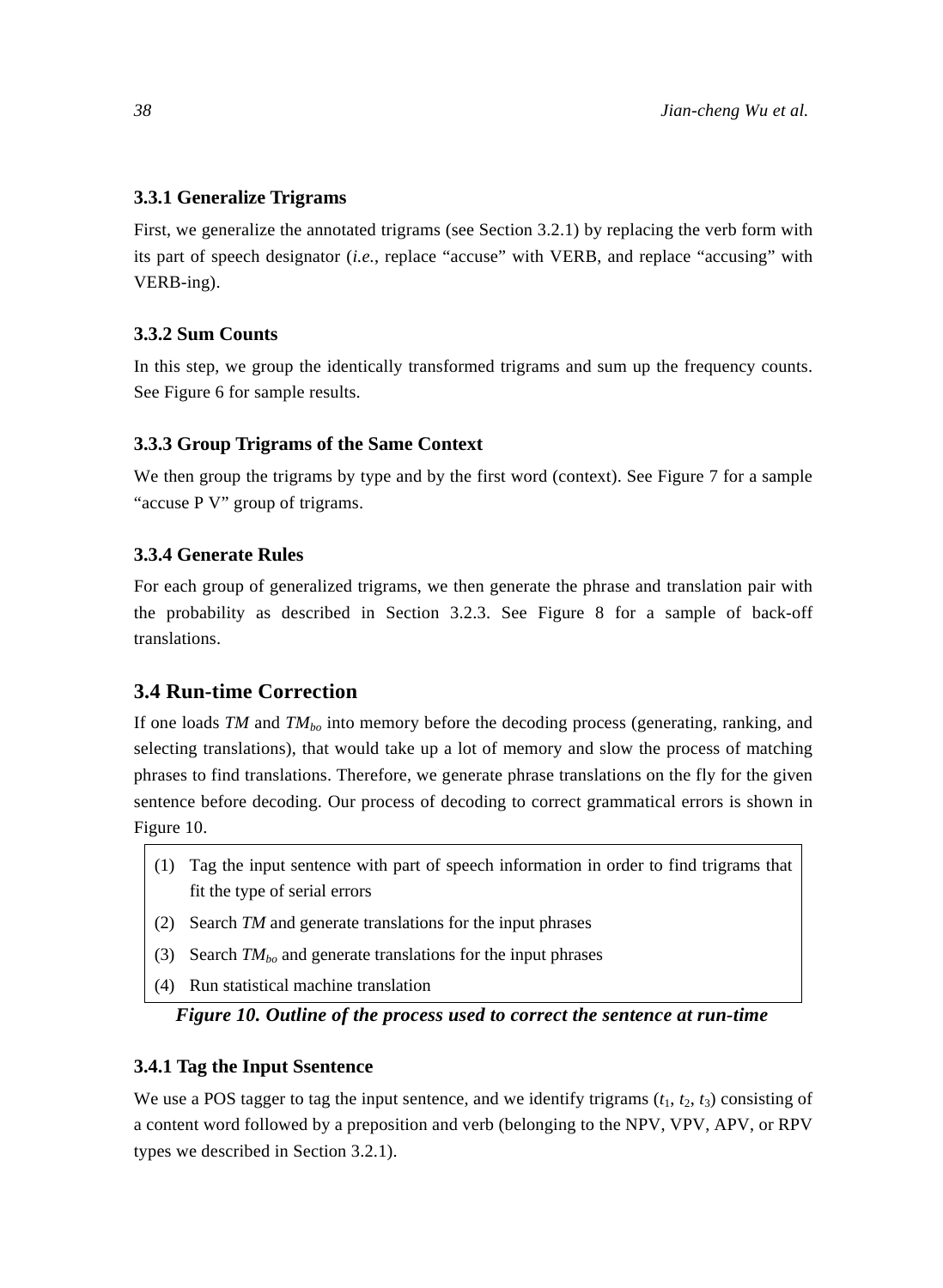### 3.3.1 Generalize Trigrams

First, we generalize the annotated trigrams (see Section 3.2.1) by replacing the verb form with its part of speech designator (*i.e.*, replace “accuse” with VERB, and replace “accusing” with VERB-ing).

### 3.3.2 Sum Counts

In this step, we group the identically transformed trigrams and sum up the frequency counts. See Figure 6 for sample results.

### 3.3.3 Group Trigrams of the Same Context

We then group the trigrams by type and by the first word (context). See Figure 7 for a sample “accuse P V” group of trigrams.

### 3.3.4 Generate Rules

For each group of generalized trigrams, we then generate the phrase and translation pair with the probability as described in Section 3.2.3. See Figure 8 for a sample of back-off translations.

## 3.4 Run-time Correction

If one loads *TM* and $TM_{bo}$ into memory before the decoding process (generating, ranking, and selecting translations), that would take up a lot of memory and slow the process of matching phrases to find translations. Therefore, we generate phrase translations on the fly for the given sentence before decoding. Our process of decoding to correct grammatical errors is shown in Figure 10.

(1) Tag the input sentence with part of speech information in order to find trigrams that fit the type of serial errors

(2) Search *TM* and generate translations for the input phrases

(3) Search $TM_{bo}$ and generate translations for the input phrases

(4) Run statistical machine translation

***Figure 10. Outline of the process used to correct the sentence at run-time***

### 3.4.1 Tag the Input Ssentence

We use a POS tagger to tag the input sentence, and we identify trigrams ($t_1$, $t_2$, $t_3$) consisting of a content word followed by a preposition and verb (belonging to the NPV, VPV, APV, or RPV types we described in Section 3.2.1).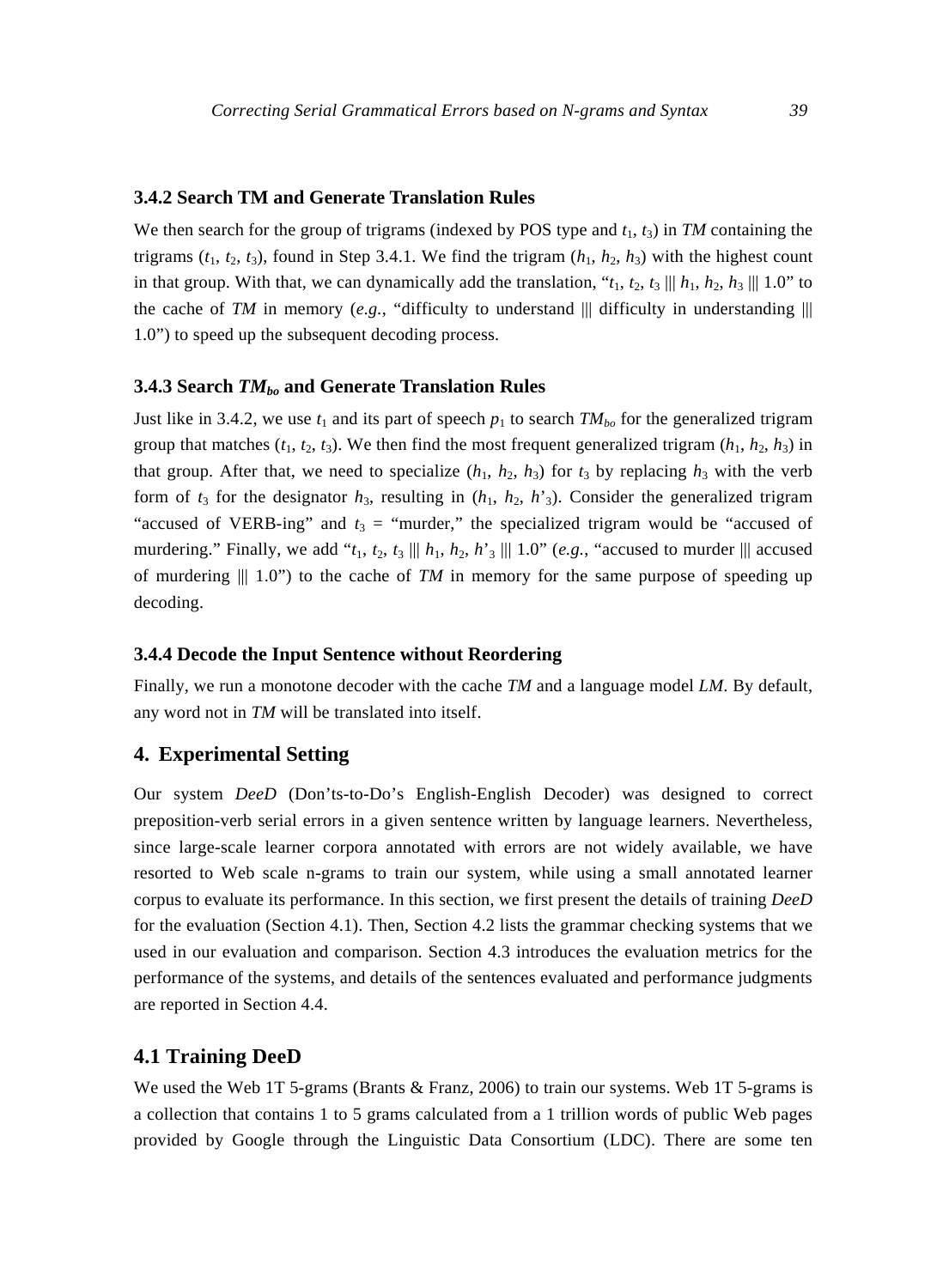### 3.4.2 Search TM and Generate Translation Rules

We then search for the group of trigrams (indexed by POS type and $t_1$, $t_3$) in *TM* containing the trigrams ($t_1$, $t_2$, $t_3$), found in Step 3.4.1. We find the trigram ($h_1$, $h_2$, $h_3$) with the highest count in that group. With that, we can dynamically add the translation, "$t_1$, $t_2$, $t_3$ ||| $h_1$, $h_2$, $h_3$ ||| 1.0" to the cache of *TM* in memory (*e.g.*, "difficulty to understand ||| difficulty in understanding ||| 1.0") to speed up the subsequent decoding process.

### 3.4.3 Search $TM_{bo}$ and Generate Translation Rules

Just like in 3.4.2, we use $t_1$ and its part of speech $p_1$ to search $TM_{bo}$ for the generalized trigram group that matches ($t_1$, $t_2$, $t_3$). We then find the most frequent generalized trigram ($h_1$, $h_2$, $h_3$) in that group. After that, we need to specialize ($h_1$, $h_2$, $h_3$) for $t_3$ by replacing $h_3$ with the verb form of $t_3$ for the designator $h_3$, resulting in ($h_1$, $h_2$, $h'_3$). Consider the generalized trigram "accused of VERB-ing" and $t_3$ = "murder," the specialized trigram would be "accused of murdering." Finally, we add "$t_1$, $t_2$, $t_3$ ||| $h_1$, $h_2$, $h'_3$ ||| 1.0" (*e.g.*, "accused to murder ||| accused of murdering ||| 1.0") to the cache of *TM* in memory for the same purpose of speeding up decoding.

### 3.4.4 Decode the Input Sentence without Reordering

Finally, we run a monotone decoder with the cache *TM* and a language model *LM*. By default, any word not in *TM* will be translated into itself.

## 4. Experimental Setting

Our system *DeeD* (Don'ts-to-Do's English-English Decoder) was designed to correct preposition-verb serial errors in a given sentence written by language learners. Nevertheless, since large-scale learner corpora annotated with errors are not widely available, we have resorted to Web scale n-grams to train our system, while using a small annotated learner corpus to evaluate its performance. In this section, we first present the details of training *DeeD* for the evaluation (Section 4.1). Then, Section 4.2 lists the grammar checking systems that we used in our evaluation and comparison. Section 4.3 introduces the evaluation metrics for the performance of the systems, and details of the sentences evaluated and performance judgments are reported in Section 4.4.

### 4.1 Training DeeD

We used the Web 1T 5-grams (Brants & Franz, 2006) to train our systems. Web 1T 5-grams is a collection that contains 1 to 5 grams calculated from a 1 trillion words of public Web pages provided by Google through the Linguistic Data Consortium (LDC). There are some ten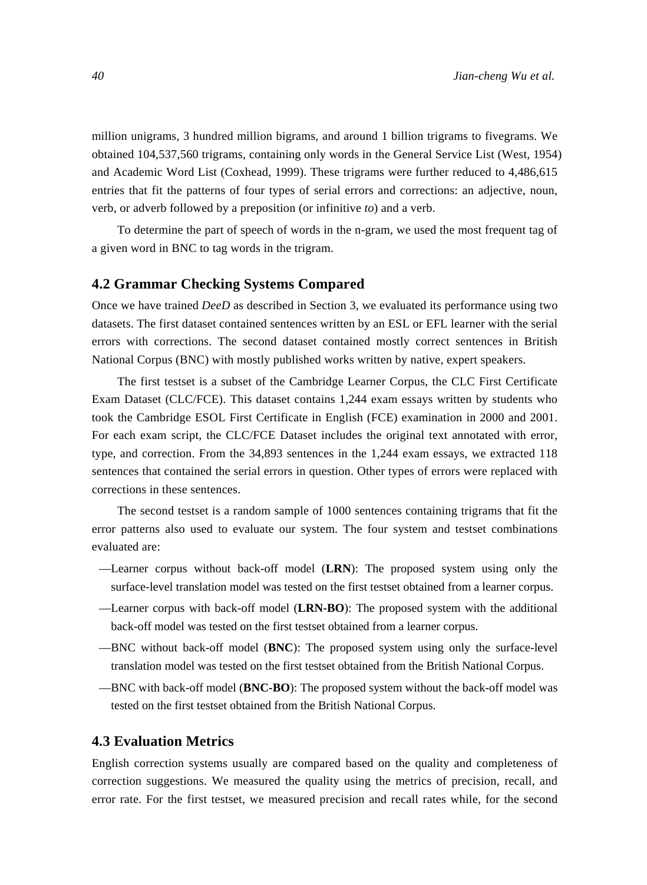million unigrams, 3 hundred million bigrams, and around 1 billion trigrams to fivegrams. We obtained 104,537,560 trigrams, containing only words in the General Service List (West, 1954) and Academic Word List (Coxhead, 1999). These trigrams were further reduced to 4,486,615 entries that fit the patterns of four types of serial errors and corrections: an adjective, noun, verb, or adverb followed by a preposition (or infinitive *to*) and a verb.

To determine the part of speech of words in the n-gram, we used the most frequent tag of a given word in BNC to tag words in the trigram.

## 4.2 Grammar Checking Systems Compared

Once we have trained *DeeD* as described in Section 3, we evaluated its performance using two datasets. The first dataset contained sentences written by an ESL or EFL learner with the serial errors with corrections. The second dataset contained mostly correct sentences in British National Corpus (BNC) with mostly published works written by native, expert speakers.

The first testset is a subset of the Cambridge Learner Corpus, the CLC First Certificate Exam Dataset (CLC/FCE). This dataset contains 1,244 exam essays written by students who took the Cambridge ESOL First Certificate in English (FCE) examination in 2000 and 2001. For each exam script, the CLC/FCE Dataset includes the original text annotated with error, type, and correction. From the 34,893 sentences in the 1,244 exam essays, we extracted 118 sentences that contained the serial errors in question. Other types of errors were replaced with corrections in these sentences.

The second testset is a random sample of 1000 sentences containing trigrams that fit the error patterns also used to evaluate our system. The four system and testset combinations evaluated are:

—Learner corpus without back-off model (**LRN**): The proposed system using only the surface-level translation model was tested on the first testset obtained from a learner corpus.

—Learner corpus with back-off model (**LRN-BO**): The proposed system with the additional back-off model was tested on the first testset obtained from a learner corpus.

—BNC without back-off model (**BNC**): The proposed system using only the surface-level translation model was tested on the first testset obtained from the British National Corpus.

—BNC with back-off model (**BNC-BO**): The proposed system without the back-off model was tested on the first testset obtained from the British National Corpus.

## 4.3 Evaluation Metrics

English correction systems usually are compared based on the quality and completeness of correction suggestions. We measured the quality using the metrics of precision, recall, and error rate. For the first testset, we measured precision and recall rates while, for the second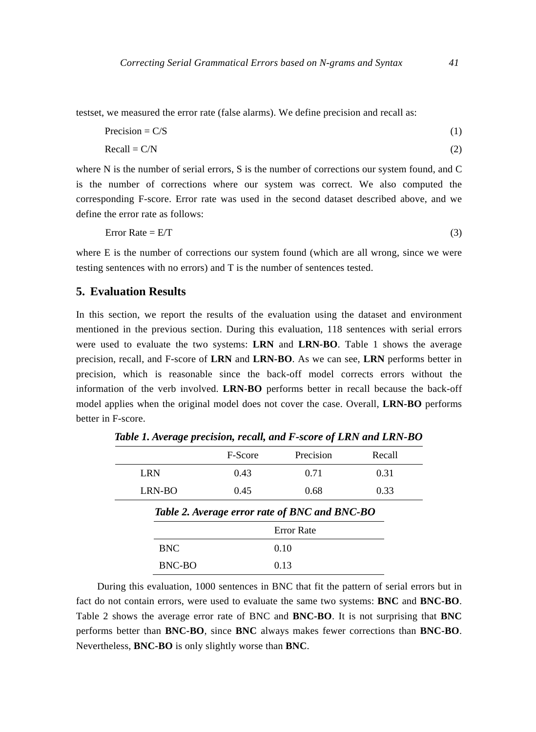testset, we measured the error rate (false alarms). We define precision and recall as:

$$\text{Precision} = C/S \tag{1}$$

$$\text{Recall} = C/N \tag{2}$$

where N is the number of serial errors, S is the number of corrections our system found, and C is the number of corrections where our system was correct. We also computed the corresponding F-score. Error rate was used in the second dataset described above, and we define the error rate as follows:

$$\text{Error Rate} = E/T \tag{3}$$

where E is the number of corrections our system found (which are all wrong, since we were testing sentences with no errors) and T is the number of sentences tested.

## 5. Evaluation Results

In this section, we report the results of the evaluation using the dataset and environment mentioned in the previous section. During this evaluation, 118 sentences with serial errors were used to evaluate the two systems: **LRN** and **LRN-BO**. Table 1 shows the average precision, recall, and F-score of **LRN** and **LRN-BO**. As we can see, **LRN** performs better in precision, which is reasonable since the back-off model corrects errors without the information of the verb involved. **LRN-BO** performs better in recall because the back-off model applies when the original model does not cover the case. Overall, **LRN-BO** performs better in F-score.

***Table 1. Average precision, recall, and F-score of LRN and LRN-BO***

| | F-Score | Precision | Recall |
|---|---|---|---|
| LRN | 0.43 | 0.71 | 0.31 |
| LRN-BO | 0.45 | 0.68 | 0.33 |

***Table 2. Average error rate of BNC and BNC-BO***

| | Error Rate |
|---|---|
| BNC | 0.10 |
| BNC-BO | 0.13 |

During this evaluation, 1000 sentences in BNC that fit the pattern of serial errors but in fact do not contain errors, were used to evaluate the same two systems: **BNC** and **BNC-BO**. Table 2 shows the average error rate of BNC and **BNC-BO**. It is not surprising that **BNC** performs better than **BNC-BO**, since **BNC** always makes fewer corrections than **BNC-BO**. Nevertheless, **BNC-BO** is only slightly worse than **BNC**.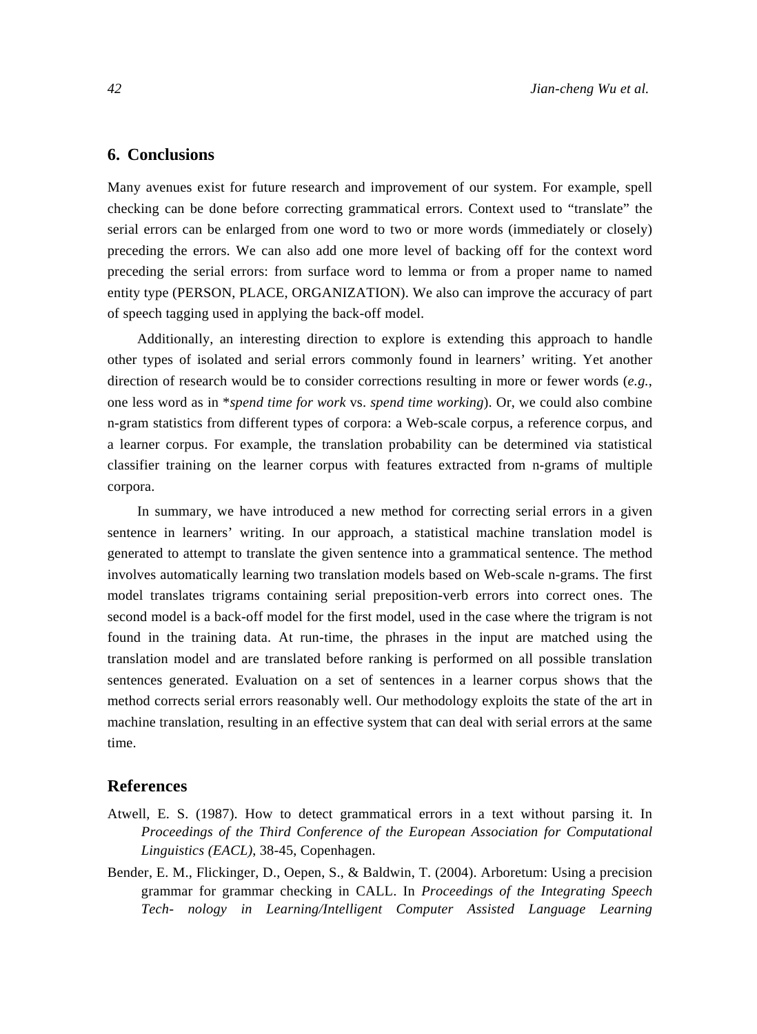## 6. Conclusions

Many avenues exist for future research and improvement of our system. For example, spell checking can be done before correcting grammatical errors. Context used to "translate" the serial errors can be enlarged from one word to two or more words (immediately or closely) preceding the errors. We can also add one more level of backing off for the context word preceding the serial errors: from surface word to lemma or from a proper name to named entity type (PERSON, PLACE, ORGANIZATION). We also can improve the accuracy of part of speech tagging used in applying the back-off model.

Additionally, an interesting direction to explore is extending this approach to handle other types of isolated and serial errors commonly found in learners' writing. Yet another direction of research would be to consider corrections resulting in more or fewer words (*e.g.*, one less word as in \**spend time for work* vs. *spend time working*). Or, we could also combine n-gram statistics from different types of corpora: a Web-scale corpus, a reference corpus, and a learner corpus. For example, the translation probability can be determined via statistical classifier training on the learner corpus with features extracted from n-grams of multiple corpora.

In summary, we have introduced a new method for correcting serial errors in a given sentence in learners' writing. In our approach, a statistical machine translation model is generated to attempt to translate the given sentence into a grammatical sentence. The method involves automatically learning two translation models based on Web-scale n-grams. The first model translates trigrams containing serial preposition-verb errors into correct ones. The second model is a back-off model for the first model, used in the case where the trigram is not found in the training data. At run-time, the phrases in the input are matched using the translation model and are translated before ranking is performed on all possible translation sentences generated. Evaluation on a set of sentences in a learner corpus shows that the method corrects serial errors reasonably well. Our methodology exploits the state of the art in machine translation, resulting in an effective system that can deal with serial errors at the same time.

## References

Atwell, E. S. (1987). How to detect grammatical errors in a text without parsing it. In *Proceedings of the Third Conference of the European Association for Computational Linguistics (EACL)*, 38-45, Copenhagen.

Bender, E. M., Flickinger, D., Oepen, S., & Baldwin, T. (2004). Arboretum: Using a precision grammar for grammar checking in CALL. In *Proceedings of the Integrating Speech Tech- nology in Learning/Intelligent Computer Assisted Language Learning*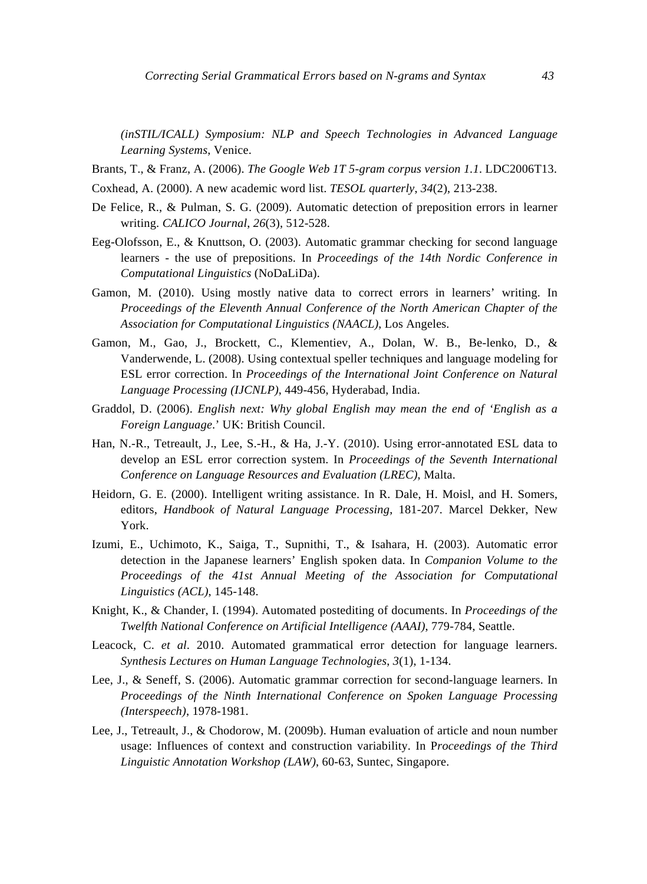*(inSTIL/ICALL) Symposium: NLP and Speech Technologies in Advanced Language Learning Systems*, Venice.

Brants, T., & Franz, A. (2006). *The Google Web 1T 5-gram corpus version 1.1*. LDC2006T13.

Coxhead, A. (2000). A new academic word list. *TESOL quarterly*, *34*(2), 213-238.

De Felice, R., & Pulman, S. G. (2009). Automatic detection of preposition errors in learner writing. *CALICO Journal*, *26*(3), 512-528.

Eeg-Olofsson, E., & Knuttson, O. (2003). Automatic grammar checking for second language learners - the use of prepositions. In *Proceedings of the 14th Nordic Conference in Computational Linguistics* (NoDaLiDa).

Gamon, M. (2010). Using mostly native data to correct errors in learners' writing. In *Proceedings of the Eleventh Annual Conference of the North American Chapter of the Association for Computational Linguistics (NAACL)*, Los Angeles.

Gamon, M., Gao, J., Brockett, C., Klementiev, A., Dolan, W. B., Be-lenko, D., & Vanderwende, L. (2008). Using contextual speller techniques and language modeling for ESL error correction. In *Proceedings of the International Joint Conference on Natural Language Processing (IJCNLP)*, 449-456, Hyderabad, India.

Graddol, D. (2006). *English next: Why global English may mean the end of 'English as a Foreign Language.'* UK: British Council.

Han, N.-R., Tetreault, J., Lee, S.-H., & Ha, J.-Y. (2010). Using error-annotated ESL data to develop an ESL error correction system. In *Proceedings of the Seventh International Conference on Language Resources and Evaluation (LREC)*, Malta.

Heidorn, G. E. (2000). Intelligent writing assistance. In R. Dale, H. Moisl, and H. Somers, editors, *Handbook of Natural Language Processing*, 181-207. Marcel Dekker, New York.

Izumi, E., Uchimoto, K., Saiga, T., Supnithi, T., & Isahara, H. (2003). Automatic error detection in the Japanese learners' English spoken data. In *Companion Volume to the Proceedings of the 41st Annual Meeting of the Association for Computational Linguistics (ACL)*, 145-148.

Knight, K., & Chander, I. (1994). Automated postediting of documents. In *Proceedings of the Twelfth National Conference on Artificial Intelligence (AAAI)*, 779-784, Seattle.

Leacock, C. *et al*. 2010. Automated grammatical error detection for language learners. *Synthesis Lectures on Human Language Technologies*, *3*(1), 1-134.

Lee, J., & Seneff, S. (2006). Automatic grammar correction for second-language learners. In *Proceedings of the Ninth International Conference on Spoken Language Processing (Interspeech)*, 1978-1981.

Lee, J., Tetreault, J., & Chodorow, M. (2009b). Human evaluation of article and noun number usage: Influences of context and construction variability. In P*roceedings of the Third Linguistic Annotation Workshop (LAW)*, 60-63, Suntec, Singapore.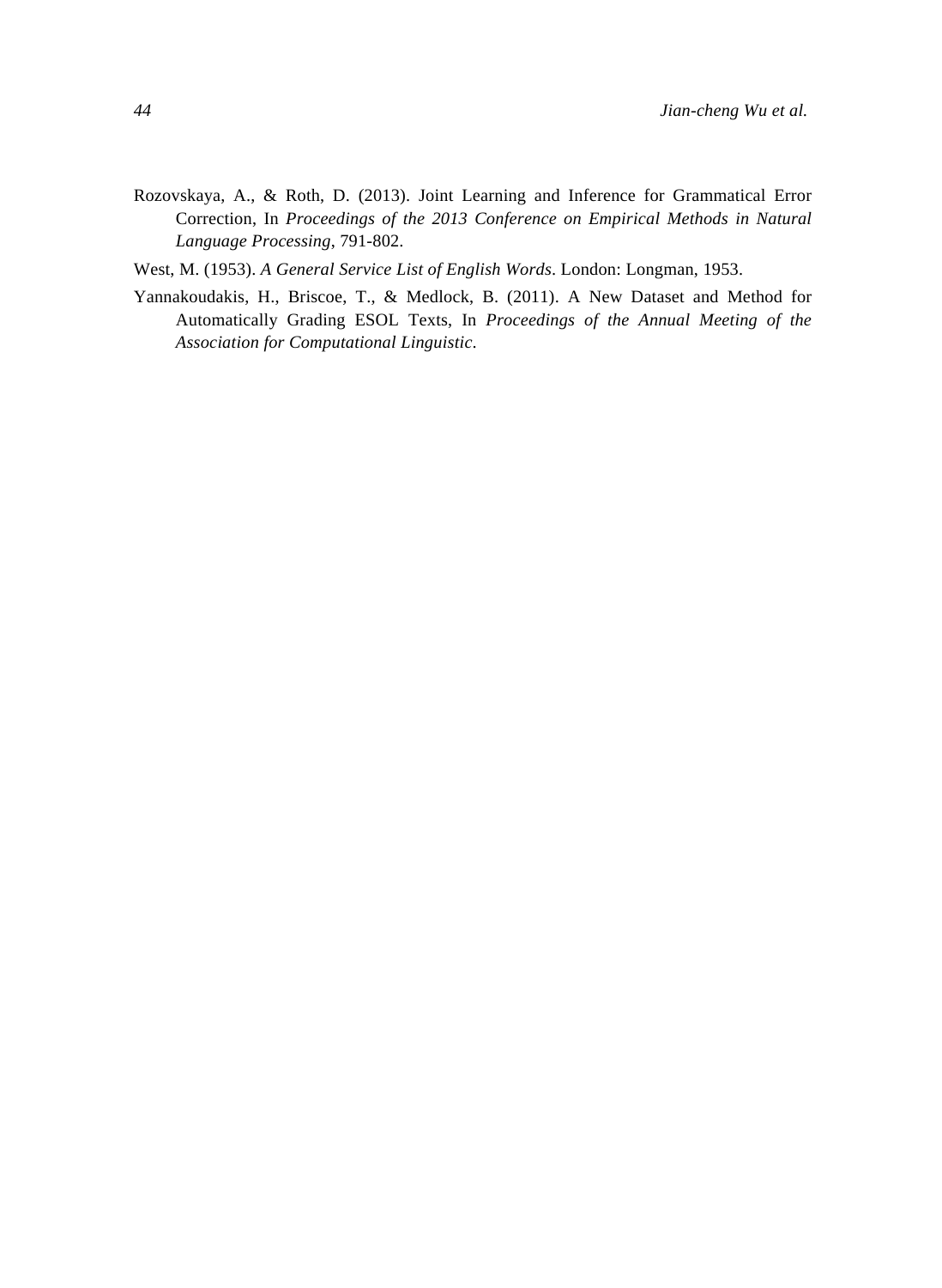Rozovskaya, A., & Roth, D. (2013). Joint Learning and Inference for Grammatical Error Correction, In *Proceedings of the 2013 Conference on Empirical Methods in Natural Language Processing*, 791-802.

West, M. (1953). *A General Service List of English Words*. London: Longman, 1953.

Yannakoudakis, H., Briscoe, T., & Medlock, B. (2011). A New Dataset and Method for Automatically Grading ESOL Texts, In *Proceedings of the Annual Meeting of the Association for Computational Linguistic*.